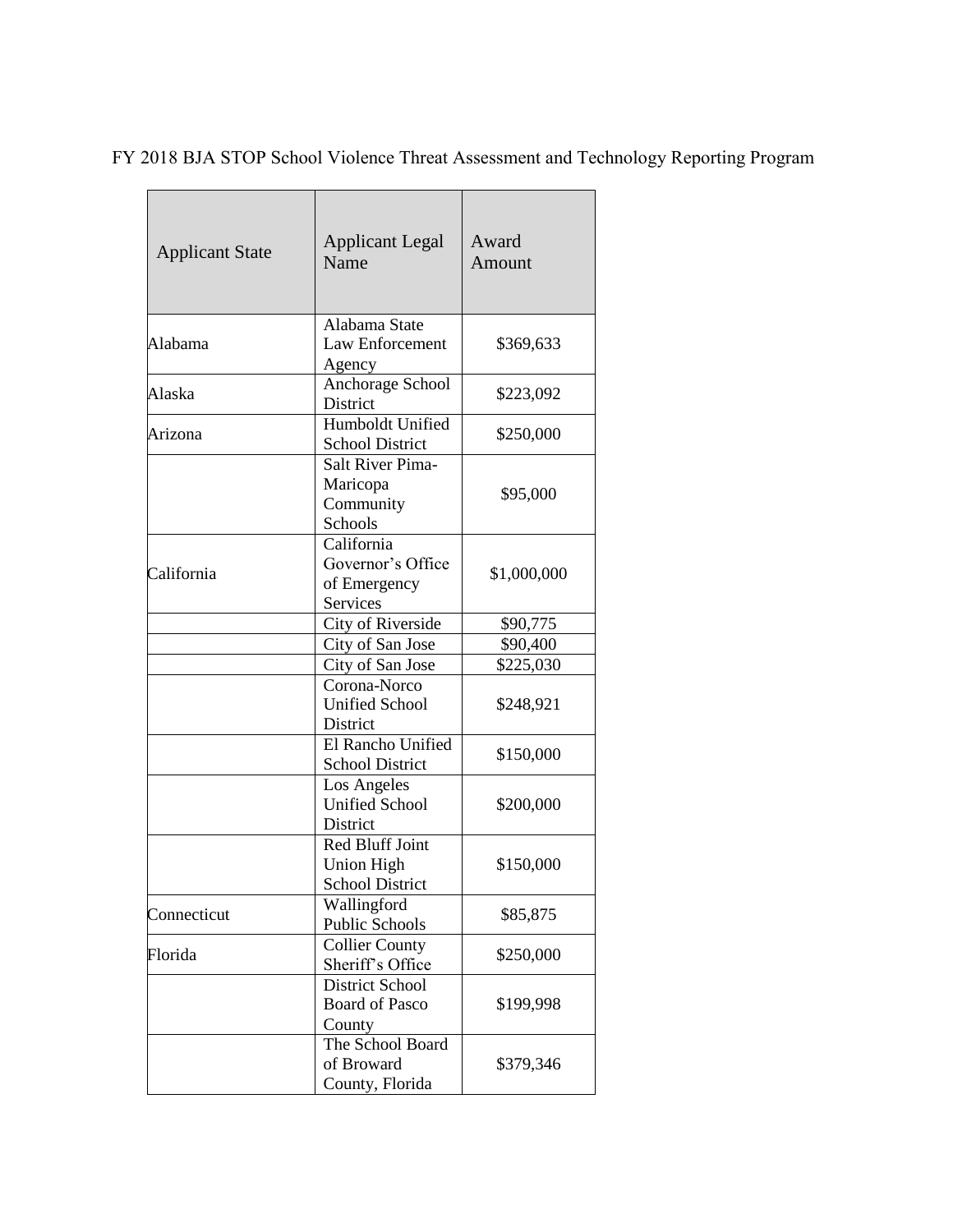FY 2018 BJA STOP School Violence Threat Assessment and Technology Reporting Program

| Applicant State | Applicant Legal Name | Award Amount |
|---|---|---|
| Alabama | Alabama State Law Enforcement Agency | $369,633 |
| Alaska | Anchorage School District | $223,092 |
| Arizona | Humboldt Unified School District | $250,000 |
| | Salt River Pima-Maricopa Community Schools | $95,000 |
| California | California Governor's Office of Emergency Services | $1,000,000 |
| | City of Riverside | $90,775 |
| | City of San Jose | $90,400 |
| | City of San Jose | $225,030 |
| | Corona-Norco Unified School District | $248,921 |
| | El Rancho Unified School District | $150,000 |
| | Los Angeles Unified School District | $200,000 |
| | Red Bluff Joint Union High School District | $150,000 |
| Connecticut | Wallingford Public Schools | $85,875 |
| Florida | Collier County Sheriff's Office | $250,000 |
| | District School Board of Pasco County | $199,998 |
| | The School Board of Broward County, Florida | $379,346 |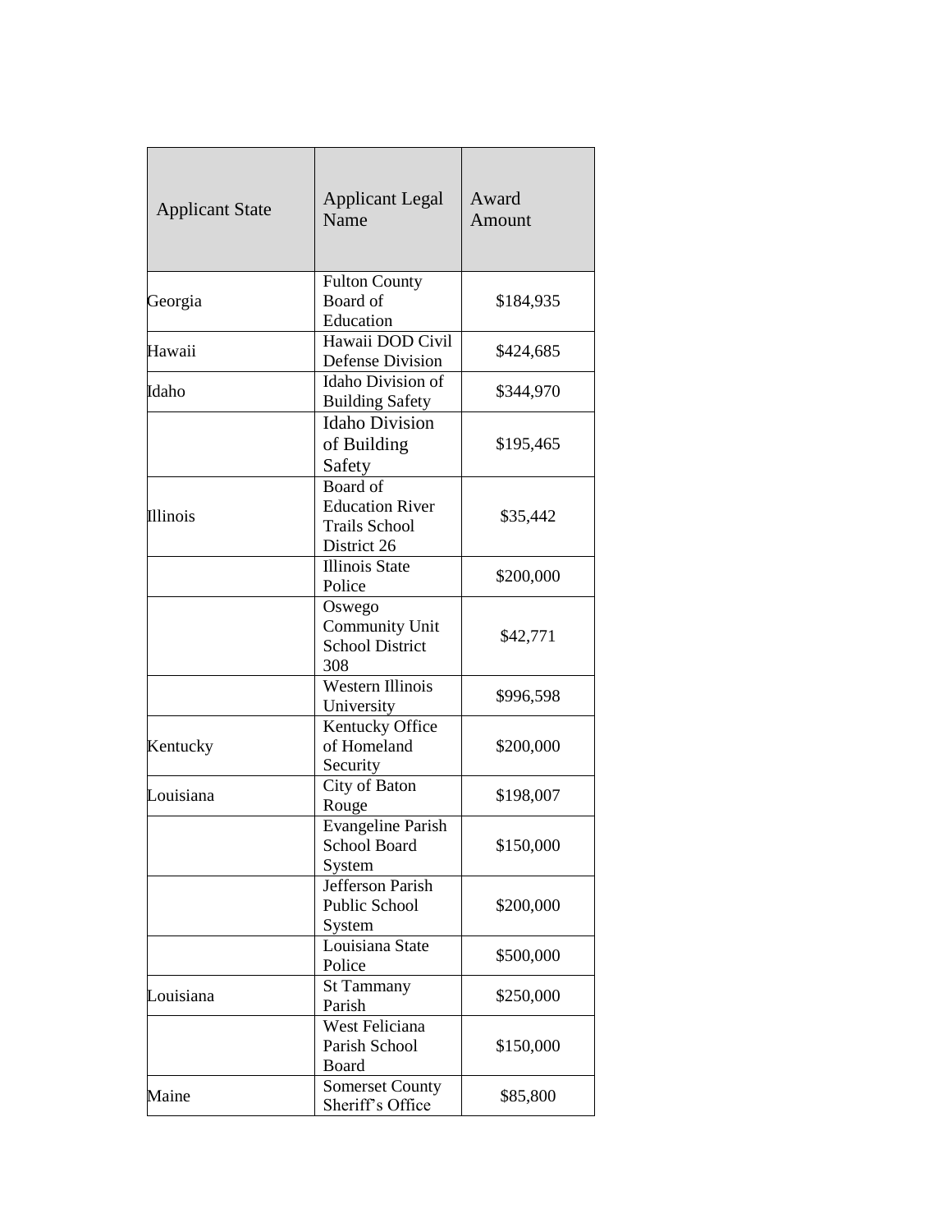| Applicant State | Applicant Legal Name | Award Amount |
|---|---|---|
| Georgia | Fulton County Board of Education | $184,935 |
| Hawaii | Hawaii DOD Civil Defense Division | $424,685 |
| Idaho | Idaho Division of Building Safety | $344,970 |
| | Idaho Division of Building Safety | $195,465 |
| Illinois | Board of Education River Trails School District 26 | $35,442 |
| | Illinois State Police | $200,000 |
| | Oswego Community Unit School District 308 | $42,771 |
| | Western Illinois University | $996,598 |
| Kentucky | Kentucky Office of Homeland Security | $200,000 |
| Louisiana | City of Baton Rouge | $198,007 |
| | Evangeline Parish School Board System | $150,000 |
| | Jefferson Parish Public School System | $200,000 |
| | Louisiana State Police | $500,000 |
| Louisiana | St Tammany Parish | $250,000 |
| | West Feliciana Parish School Board | $150,000 |
| Maine | Somerset County Sheriff's Office | $85,800 |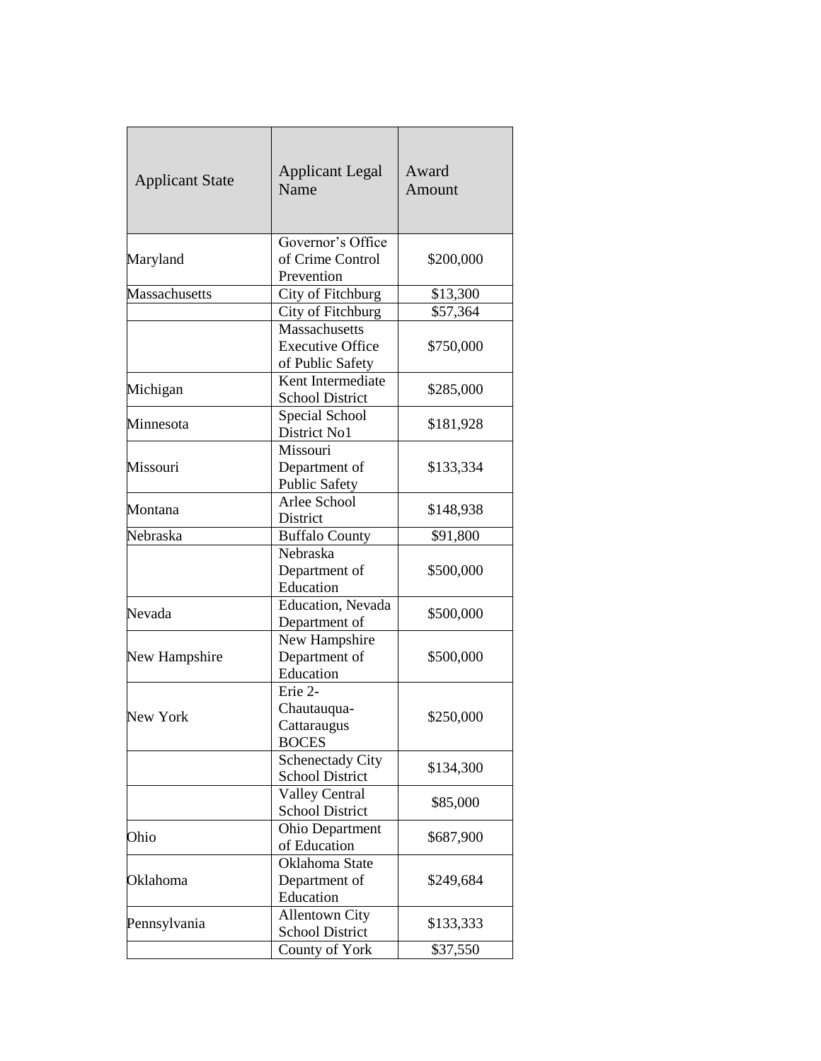| Applicant State | Applicant Legal Name | Award Amount |
|---|---|---|
| Maryland | Governor's Office of Crime Control Prevention | $200,000 |
| Massachusetts | City of Fitchburg | $13,300 |
| | City of Fitchburg | $57,364 |
| | Massachusetts Executive Office of Public Safety | $750,000 |
| Michigan | Kent Intermediate School District | $285,000 |
| Minnesota | Special School District No1 | $181,928 |
| Missouri | Missouri Department of Public Safety | $133,334 |
| Montana | Arlee School District | $148,938 |
| Nebraska | Buffalo County | $91,800 |
| | Nebraska Department of Education | $500,000 |
| Nevada | Education, Nevada Department of | $500,000 |
| New Hampshire | New Hampshire Department of Education | $500,000 |
| New York | Erie 2-Chautauqua-Cattaraugus BOCES | $250,000 |
| | Schenectady City School District | $134,300 |
| | Valley Central School District | $85,000 |
| Ohio | Ohio Department of Education | $687,900 |
| Oklahoma | Oklahoma State Department of Education | $249,684 |
| Pennsylvania | Allentown City School District | $133,333 |
| | County of York | $37,550 |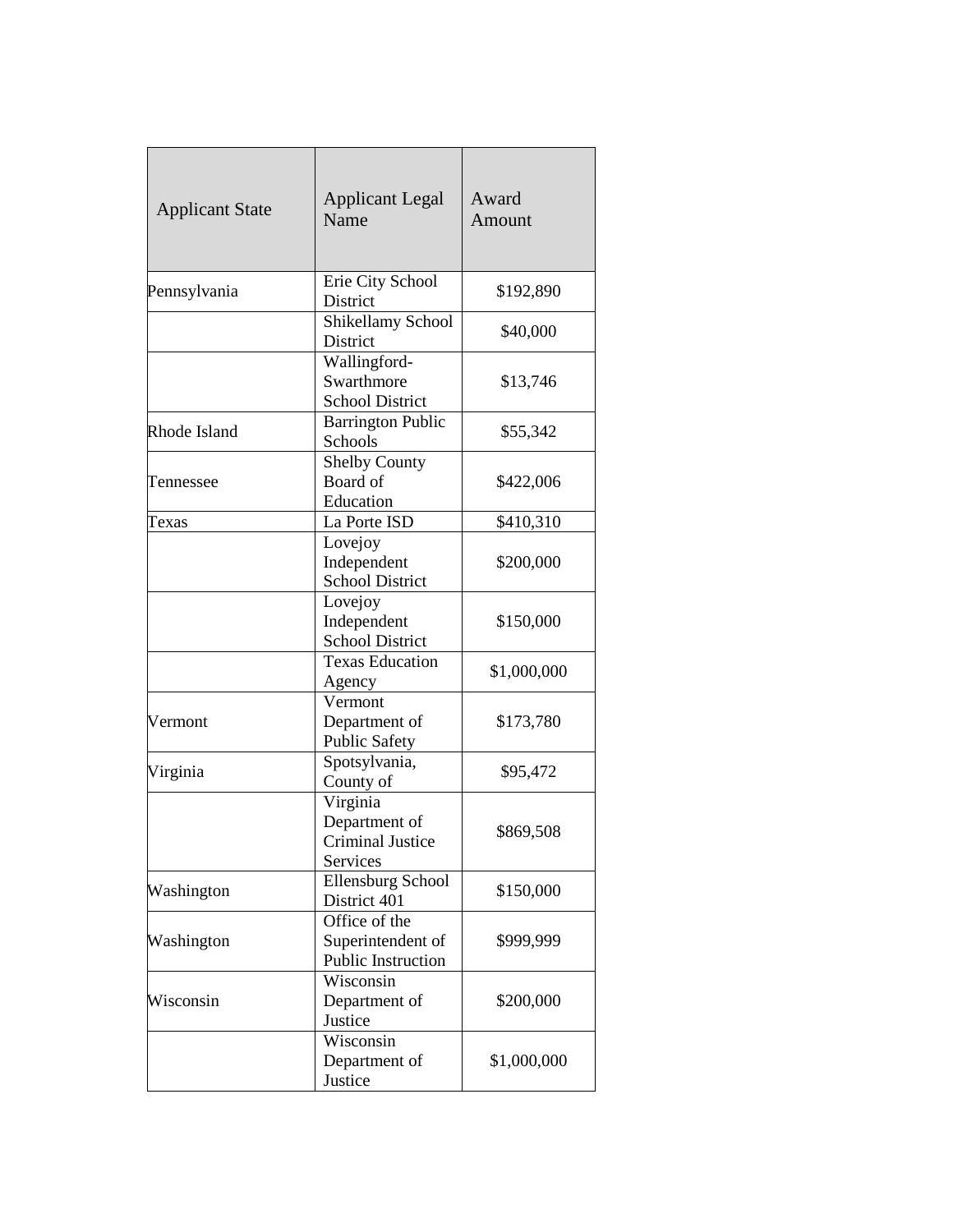| Applicant State | Applicant Legal Name | Award Amount |
| --- | --- | --- |
| Pennsylvania | Erie City School District | $192,890 |
| | Shikellamy School District | $40,000 |
| | Wallingford-Swarthmore School District | $13,746 |
| Rhode Island | Barrington Public Schools | $55,342 |
| Tennessee | Shelby County Board of Education | $422,006 |
| Texas | La Porte ISD | $410,310 |
| | Lovejoy Independent School District | $200,000 |
| | Lovejoy Independent School District | $150,000 |
| | Texas Education Agency | $1,000,000 |
| Vermont | Vermont Department of Public Safety | $173,780 |
| Virginia | Spotsylvania, County of | $95,472 |
| | Virginia Department of Criminal Justice Services | $869,508 |
| Washington | Ellensburg School District 401 | $150,000 |
| Washington | Office of the Superintendent of Public Instruction | $999,999 |
| Wisconsin | Wisconsin Department of Justice | $200,000 |
| | Wisconsin Department of Justice | $1,000,000 |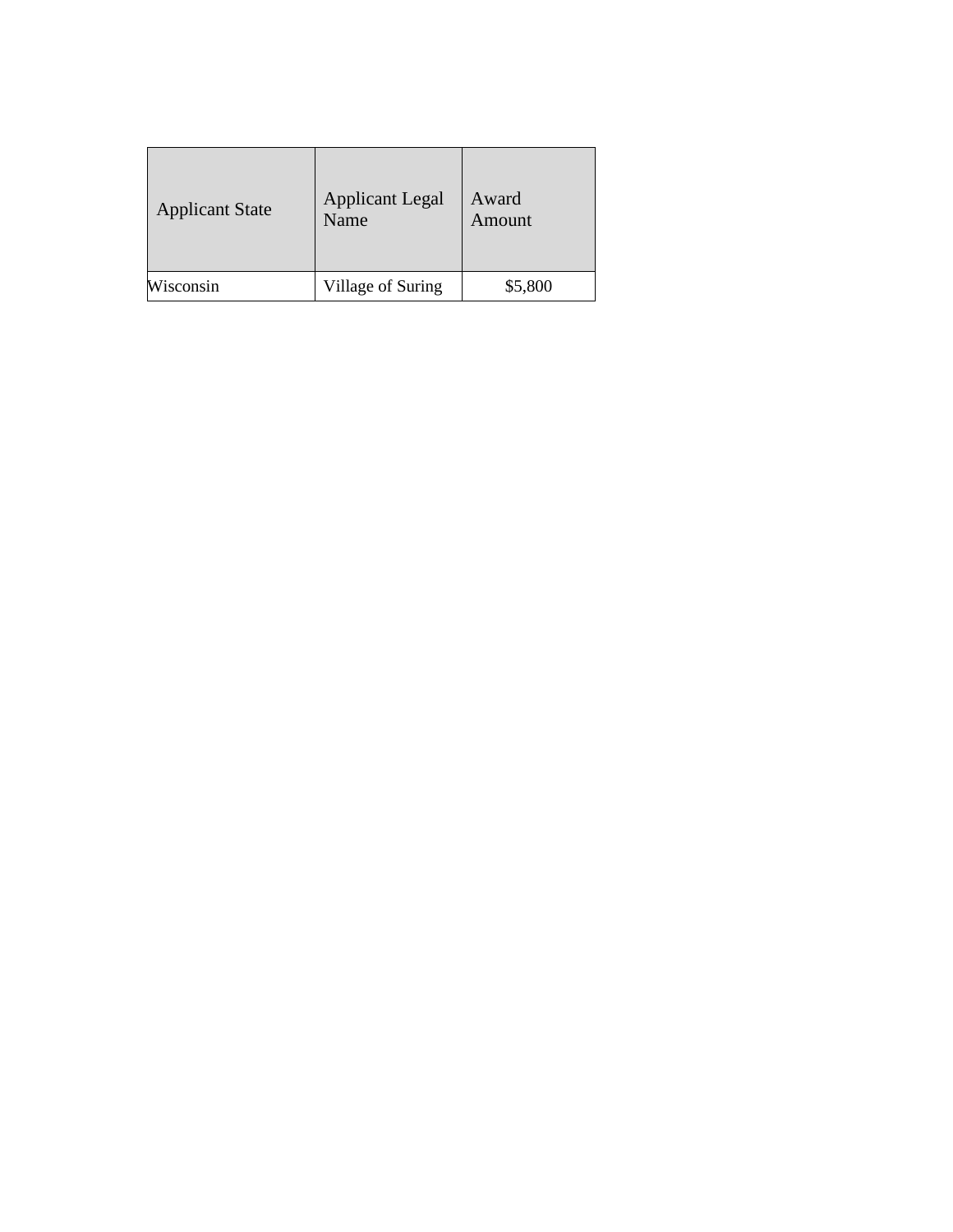| Applicant State | Applicant Legal Name | Award Amount |
| --- | --- | --- |
| Wisconsin | Village of Suring | $5,800 |